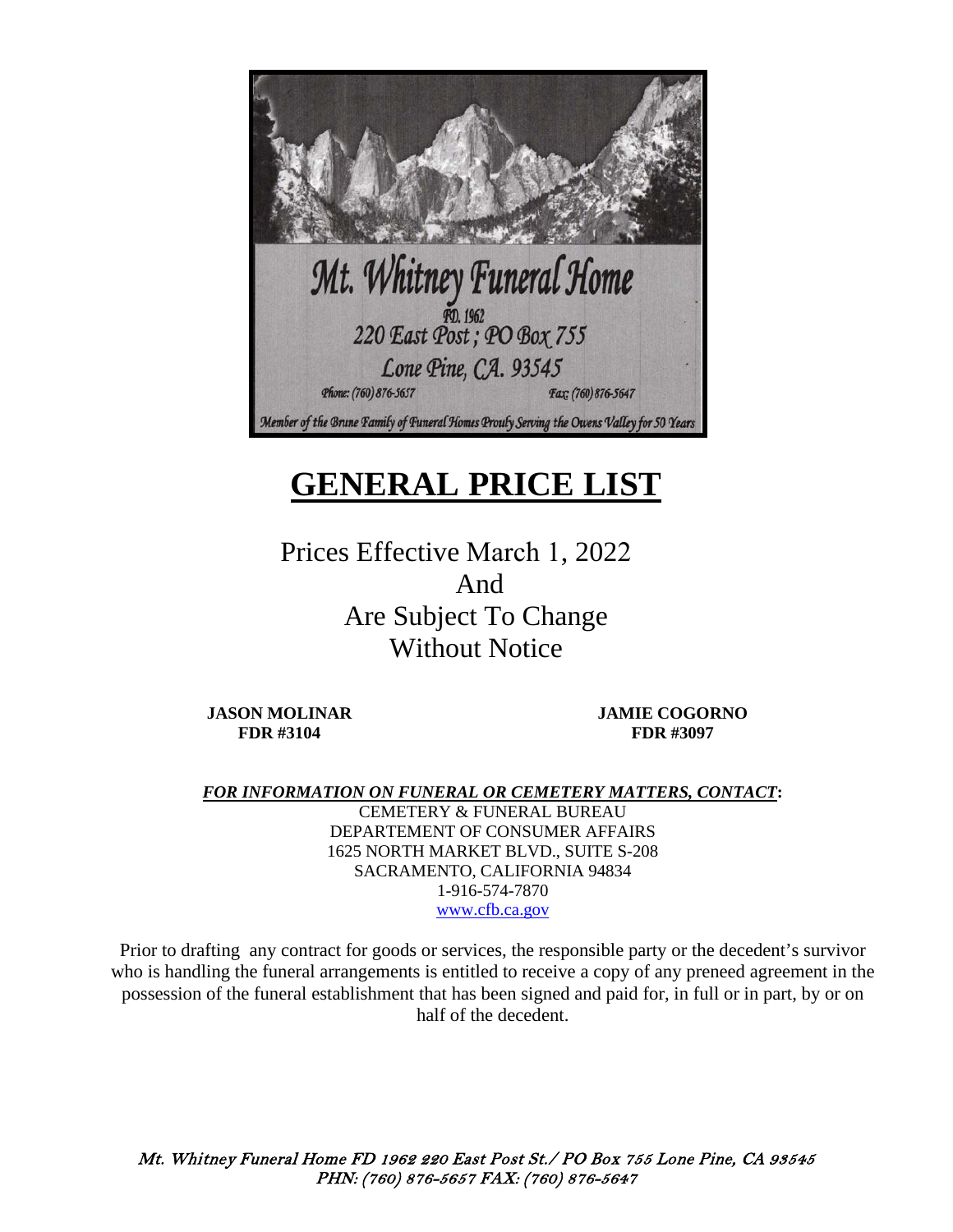Mt. Whitney Funeral Home

FD. 1962

220 East Post ; PO Box 755

Lone Pine, CA. 93545

Phone: (760) 876-5657 Fax: (760) 876-5647

Member of the Brune Family of Funeral Homes Proudly Serving the Owens Valley for 50 Years

# GENERAL PRICE LIST

Prices Effective March 1, 2022
And
Are Subject To Change
Without Notice

**JASON MOLINAR**
**FDR #3104**

**JAMIE COGORNO**
**FDR #3097**

***FOR INFORMATION ON FUNERAL OR CEMETERY MATTERS, CONTACT*:**

CEMETERY & FUNERAL BUREAU
DEPARTEMENT OF CONSUMER AFFAIRS
1625 NORTH MARKET BLVD., SUITE S-208
SACRAMENTO, CALIFORNIA 94834
1-916-574-7870
www.cfb.ca.gov

Prior to drafting any contract for goods or services, the responsible party or the decedent's survivor who is handling the funeral arrangements is entitled to receive a copy of any preneed agreement in the possession of the funeral establishment that has been signed and paid for, in full or in part, by or on half of the decedent.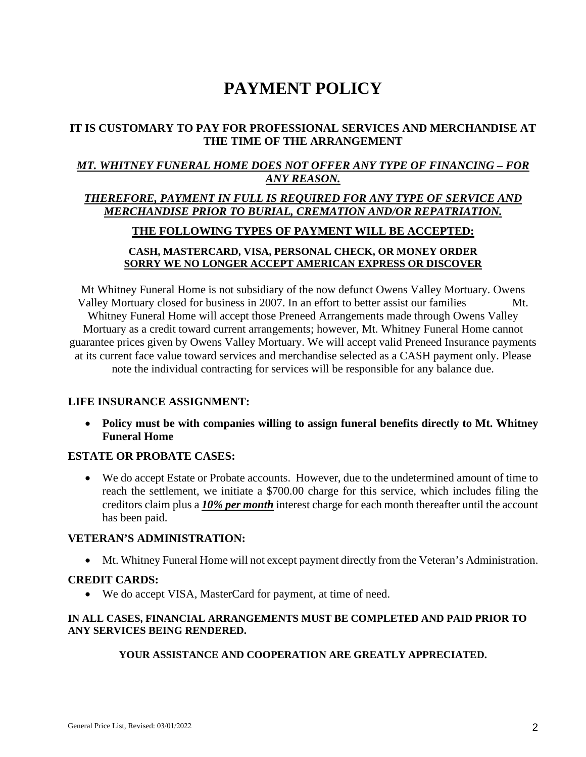# PAYMENT POLICY

**IT IS CUSTOMARY TO PAY FOR PROFESSIONAL SERVICES AND MERCHANDISE AT THE TIME OF THE ARRANGEMENT**

***MT. WHITNEY FUNERAL HOME DOES NOT OFFER ANY TYPE OF FINANCING – FOR ANY REASON.***

***THEREFORE, PAYMENT IN FULL IS REQUIRED FOR ANY TYPE OF SERVICE AND MERCHANDISE PRIOR TO BURIAL, CREMATION AND/OR REPATRIATION.***

**THE FOLLOWING TYPES OF PAYMENT WILL BE ACCEPTED:**

**CASH, MASTERCARD, VISA, PERSONAL CHECK, OR MONEY ORDER**
**SORRY WE NO LONGER ACCEPT AMERICAN EXPRESS OR DISCOVER**

Mt Whitney Funeral Home is not subsidiary of the now defunct Owens Valley Mortuary. Owens Valley Mortuary closed for business in 2007. In an effort to better assist our families Mt. Whitney Funeral Home will accept those Preneed Arrangements made through Owens Valley Mortuary as a credit toward current arrangements; however, Mt. Whitney Funeral Home cannot guarantee prices given by Owens Valley Mortuary. We will accept valid Preneed Insurance payments at its current face value toward services and merchandise selected as a CASH payment only. Please note the individual contracting for services will be responsible for any balance due.

### LIFE INSURANCE ASSIGNMENT:

- **Policy must be with companies willing to assign funeral benefits directly to Mt. Whitney Funeral Home**

### ESTATE OR PROBATE CASES:

- We do accept Estate or Probate accounts. However, due to the undetermined amount of time to reach the settlement, we initiate a $700.00 charge for this service, which includes filing the creditors claim plus a ***10% per month*** interest charge for each month thereafter until the account has been paid.

### VETERAN'S ADMINISTRATION:

- Mt. Whitney Funeral Home will not except payment directly from the Veteran's Administration.

### CREDIT CARDS:

- We do accept VISA, MasterCard for payment, at time of need.

**IN ALL CASES, FINANCIAL ARRANGEMENTS MUST BE COMPLETED AND PAID PRIOR TO ANY SERVICES BEING RENDERED.**

**YOUR ASSISTANCE AND COOPERATION ARE GREATLY APPRECIATED.**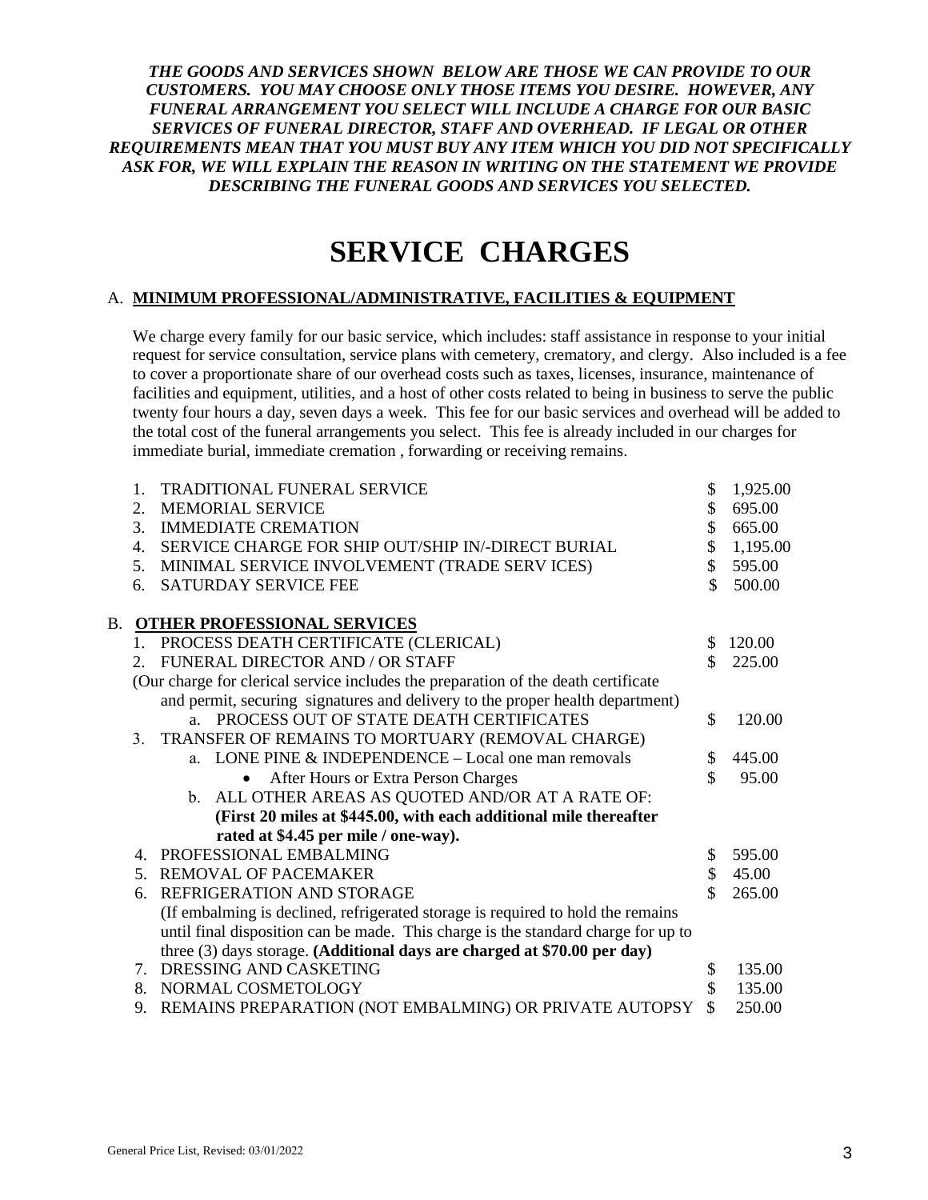***THE GOODS AND SERVICES SHOWN BELOW ARE THOSE WE CAN PROVIDE TO OUR CUSTOMERS. YOU MAY CHOOSE ONLY THOSE ITEMS YOU DESIRE. HOWEVER, ANY FUNERAL ARRANGEMENT YOU SELECT WILL INCLUDE A CHARGE FOR OUR BASIC SERVICES OF FUNERAL DIRECTOR, STAFF AND OVERHEAD. IF LEGAL OR OTHER REQUIREMENTS MEAN THAT YOU MUST BUY ANY ITEM WHICH YOU DID NOT SPECIFICALLY ASK FOR, WE WILL EXPLAIN THE REASON IN WRITING ON THE STATEMENT WE PROVIDE DESCRIBING THE FUNERAL GOODS AND SERVICES YOU SELECTED.***

# SERVICE CHARGES

## A. MINIMUM PROFESSIONAL/ADMINISTRATIVE, FACILITIES & EQUIPMENT

We charge every family for our basic service, which includes: staff assistance in response to your initial request for service consultation, service plans with cemetery, crematory, and clergy. Also included is a fee to cover a proportionate share of our overhead costs such as taxes, licenses, insurance, maintenance of facilities and equipment, utilities, and a host of other costs related to being in business to serve the public twenty four hours a day, seven days a week. This fee for our basic services and overhead will be added to the total cost of the funeral arrangements you select. This fee is already included in our charges for immediate burial, immediate cremation , forwarding or receiving remains.

1. TRADITIONAL FUNERAL SERVICE — $ 1,925.00
2. MEMORIAL SERVICE — $ 695.00
3. IMMEDIATE CREMATION — $ 665.00
4. SERVICE CHARGE FOR SHIP OUT/SHIP IN/-DIRECT BURIAL — $ 1,195.00
5. MINIMAL SERVICE INVOLVEMENT (TRADE SERV ICES) — $ 595.00
6. SATURDAY SERVICE FEE — $ 500.00

## B. OTHER PROFESSIONAL SERVICES

1. PROCESS DEATH CERTIFICATE (CLERICAL) — $ 120.00
2. FUNERAL DIRECTOR AND / OR STAFF — $ 225.00

   (Our charge for clerical service includes the preparation of the death certificate and permit, securing signatures and delivery to the proper health department)

   a. PROCESS OUT OF STATE DEATH CERTIFICATES — $ 120.00
3. TRANSFER OF REMAINS TO MORTUARY (REMOVAL CHARGE)
   a. LONE PINE & INDEPENDENCE – Local one man removals — $ 445.00
      - After Hours or Extra Person Charges — $ 95.00

   b. ALL OTHER AREAS AS QUOTED AND/OR AT A RATE OF: **(First 20 miles at $445.00, with each additional mile thereafter rated at $4.45 per mile / one-way).**
4. PROFESSIONAL EMBALMING — $ 595.00
5. REMOVAL OF PACEMAKER — $ 45.00
6. REFRIGERATION AND STORAGE — $ 265.00

   (If embalming is declined, refrigerated storage is required to hold the remains until final disposition can be made. This charge is the standard charge for up to three (3) days storage. **(Additional days are charged at $70.00 per day)**
7. DRESSING AND CASKETING — $ 135.00
8. NORMAL COSMETOLOGY — $ 135.00
9. REMAINS PREPARATION (NOT EMBALMING) OR PRIVATE AUTOPSY — $ 250.00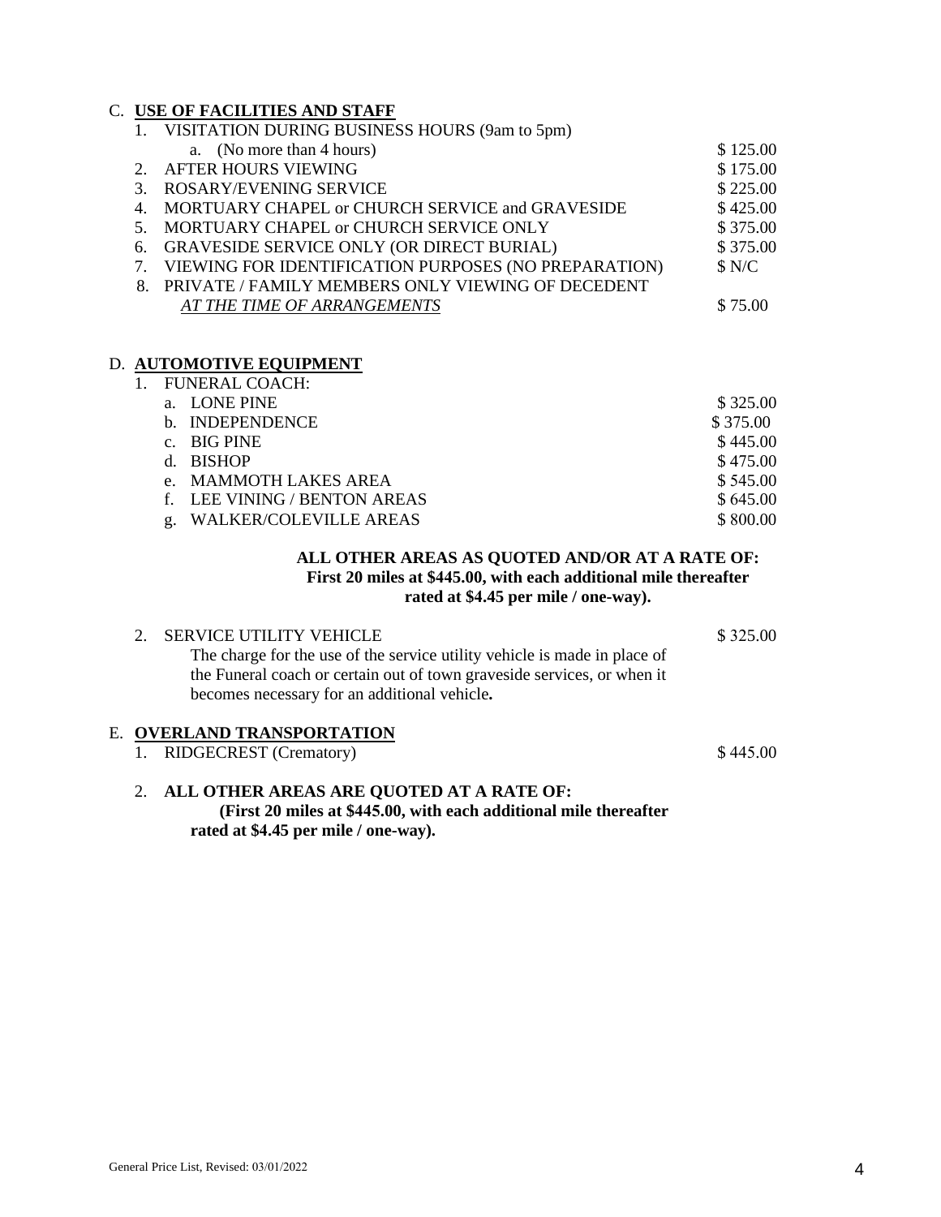## C. USE OF FACILITIES AND STAFF

| | | Price |
|---|---|---|
| 1. | VISITATION DURING BUSINESS HOURS (9am to 5pm) | |
| | a. (No more than 4 hours) | $ 125.00 |
| 2. | AFTER HOURS VIEWING | $ 175.00 |
| 3. | ROSARY/EVENING SERVICE | $ 225.00 |
| 4. | MORTUARY CHAPEL or CHURCH SERVICE and GRAVESIDE | $ 425.00 |
| 5. | MORTUARY CHAPEL or CHURCH SERVICE ONLY | $ 375.00 |
| 6. | GRAVESIDE SERVICE ONLY (OR DIRECT BURIAL) | $ 375.00 |
| 7. | VIEWING FOR IDENTIFICATION PURPOSES (NO PREPARATION) | $ N/C |
| 8. | PRIVATE / FAMILY MEMBERS ONLY VIEWING OF DECEDENT *AT THE TIME OF ARRANGEMENTS* | $ 75.00 |

## D. AUTOMOTIVE EQUIPMENT

1. FUNERAL COACH:

| | | Price |
|---|---|---|
| a. | LONE PINE | $ 325.00 |
| b. | INDEPENDENCE | $ 375.00 |
| c. | BIG PINE | $ 445.00 |
| d. | BISHOP | $ 475.00 |
| e. | MAMMOTH LAKES AREA | $ 545.00 |
| f. | LEE VINING / BENTON AREAS | $ 645.00 |
| g. | WALKER/COLEVILLE AREAS | $ 800.00 |

**ALL OTHER AREAS AS QUOTED AND/OR AT A RATE OF: First 20 miles at $445.00, with each additional mile thereafter rated at $4.45 per mile / one-way).**

2. SERVICE UTILITY VEHICLE — $ 325.00

   The charge for the use of the service utility vehicle is made in place of the Funeral coach or certain out of town graveside services, or when it becomes necessary for an additional vehicle**.**

## E. OVERLAND TRANSPORTATION

1. RIDGECREST (Crematory) — $ 445.00

2. **ALL OTHER AREAS ARE QUOTED AT A RATE OF: (First 20 miles at $445.00, with each additional mile thereafter rated at $4.45 per mile / one-way).**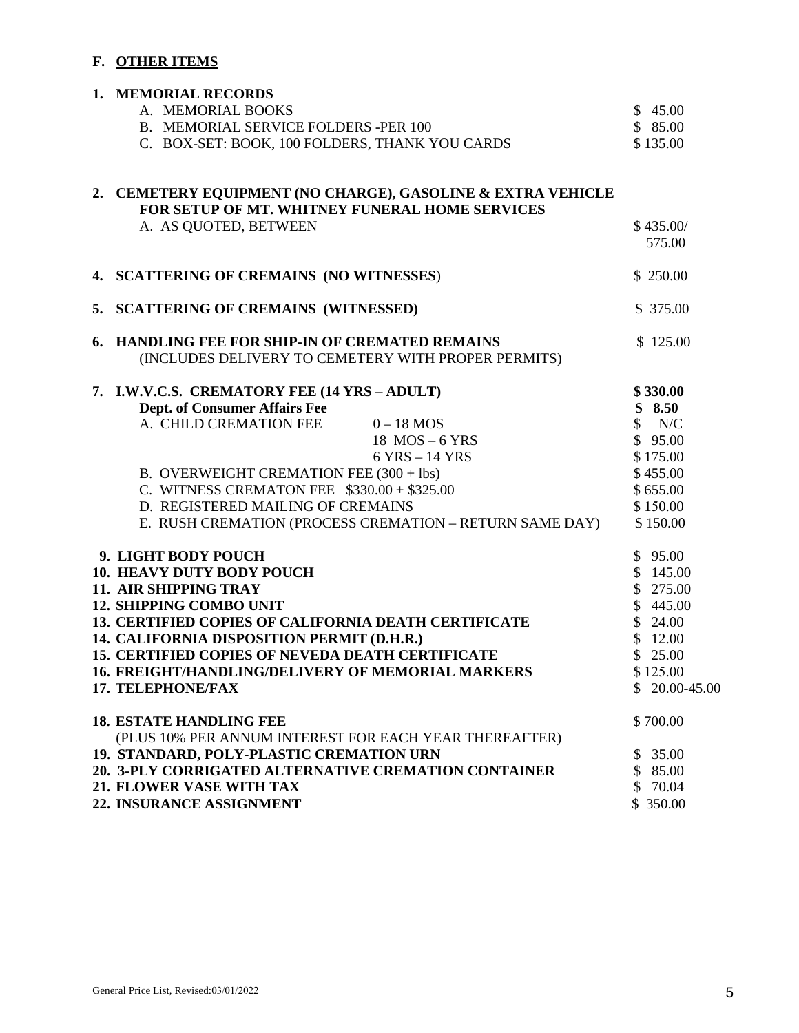## F. OTHER ITEMS

| Item | Price |
|---|---|
| **1. MEMORIAL RECORDS** | |
| A. MEMORIAL BOOKS | \$ 45.00 |
| B. MEMORIAL SERVICE FOLDERS -PER 100 | \$ 85.00 |
| C. BOX-SET: BOOK, 100 FOLDERS, THANK YOU CARDS | \$ 135.00 |
| **2. CEMETERY EQUIPMENT (NO CHARGE), GASOLINE & EXTRA VEHICLE FOR SETUP OF MT. WHITNEY FUNERAL HOME SERVICES** | |
| A. AS QUOTED, BETWEEN | \$ 435.00/ 575.00 |
| **4. SCATTERING OF CREMAINS (NO WITNESSES)** | \$ 250.00 |
| **5. SCATTERING OF CREMAINS (WITNESSED)** | \$ 375.00 |
| **6. HANDLING FEE FOR SHIP-IN OF CREMATED REMAINS** (INCLUDES DELIVERY TO CEMETERY WITH PROPER PERMITS) | \$ 125.00 |
| **7. I.W.V.C.S. CREMATORY FEE (14 YRS – ADULT)** | **\$ 330.00** |
| **Dept. of Consumer Affairs Fee** | **\$ 8.50** |
| A. CHILD CREMATION FEE 0 – 18 MOS | \$ N/C |
| 18 MOS – 6 YRS | \$ 95.00 |
| 6 YRS – 14 YRS | \$ 175.00 |
| B. OVERWEIGHT CREMATION FEE (300 + lbs) | \$ 455.00 |
| C. WITNESS CREMATON FEE \$330.00 + \$325.00 | \$ 655.00 |
| D. REGISTERED MAILING OF CREMAINS | \$ 150.00 |
| E. RUSH CREMATION (PROCESS CREMATION – RETURN SAME DAY) | \$ 150.00 |
| **9. LIGHT BODY POUCH** | \$ 95.00 |
| **10. HEAVY DUTY BODY POUCH** | \$ 145.00 |
| **11. AIR SHIPPING TRAY** | \$ 275.00 |
| **12. SHIPPING COMBO UNIT** | \$ 445.00 |
| **13. CERTIFIED COPIES OF CALIFORNIA DEATH CERTIFICATE** | \$ 24.00 |
| **14. CALIFORNIA DISPOSITION PERMIT (D.H.R.)** | \$ 12.00 |
| **15. CERTIFIED COPIES OF NEVEDA DEATH CERTIFICATE** | \$ 25.00 |
| **16. FREIGHT/HANDLING/DELIVERY OF MEMORIAL MARKERS** | \$ 125.00 |
| **17. TELEPHONE/FAX** | \$ 20.00-45.00 |
| **18. ESTATE HANDLING FEE** (PLUS 10% PER ANNUM INTEREST FOR EACH YEAR THEREAFTER) | \$ 700.00 |
| **19. STANDARD, POLY-PLASTIC CREMATION URN** | \$ 35.00 |
| **20. 3-PLY CORRIGATED ALTERNATIVE CREMATION CONTAINER** | \$ 85.00 |
| **21. FLOWER VASE WITH TAX** | \$ 70.04 |
| **22. INSURANCE ASSIGNMENT** | \$ 350.00 |

General Price List, Revised:03/01/2022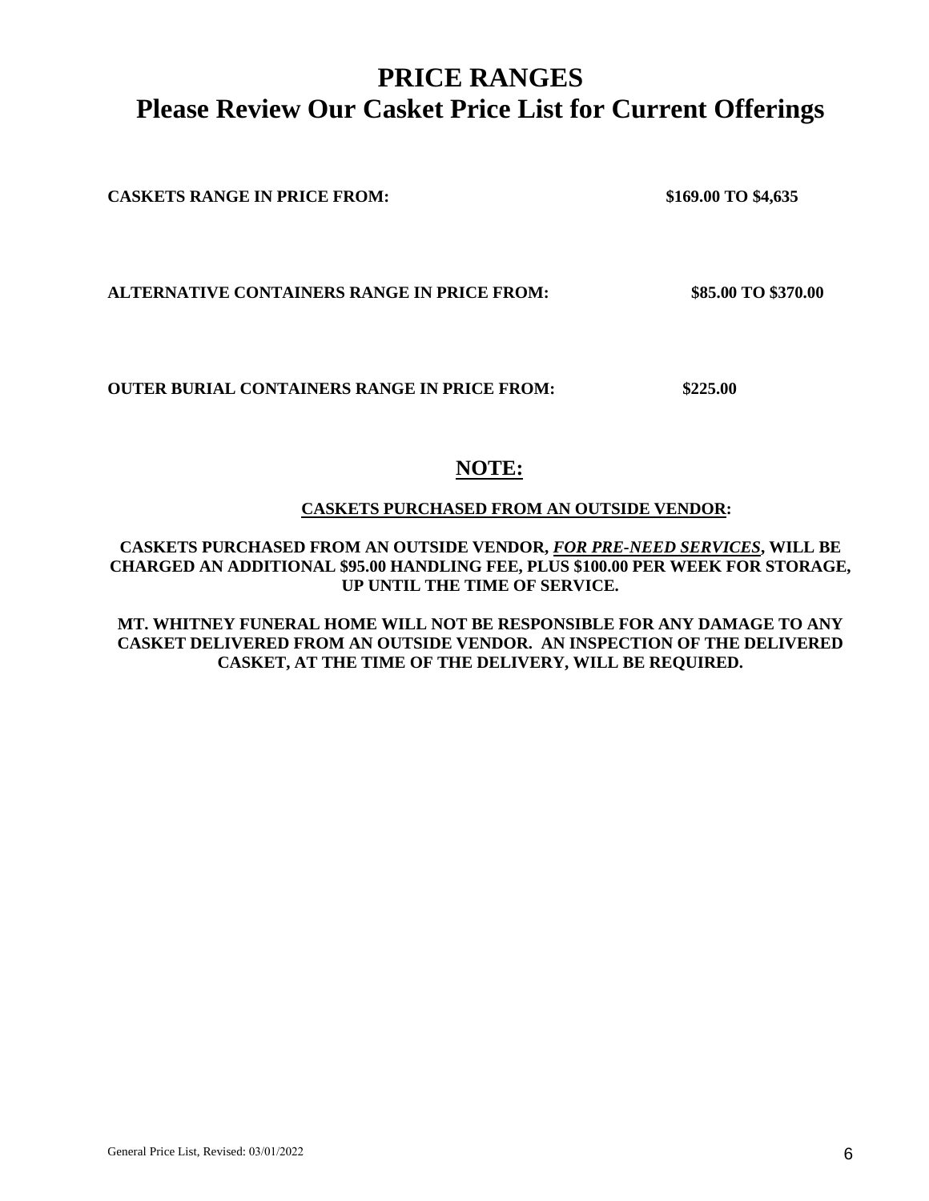# PRICE RANGES
# Please Review Our Casket Price List for Current Offerings

| | |
|---|---|
| **CASKETS RANGE IN PRICE FROM:** | **$169.00 TO $4,635** |
| **ALTERNATIVE CONTAINERS RANGE IN PRICE FROM:** | **$85.00 TO $370.00** |
| **OUTER BURIAL CONTAINERS RANGE IN PRICE FROM:** | **$225.00** |

## NOTE:

**CASKETS PURCHASED FROM AN OUTSIDE VENDOR:**

**CASKETS PURCHASED FROM AN OUTSIDE VENDOR, *FOR PRE-NEED SERVICES*, WILL BE CHARGED AN ADDITIONAL $95.00 HANDLING FEE, PLUS $100.00 PER WEEK FOR STORAGE, UP UNTIL THE TIME OF SERVICE.**

**MT. WHITNEY FUNERAL HOME WILL NOT BE RESPONSIBLE FOR ANY DAMAGE TO ANY CASKET DELIVERED FROM AN OUTSIDE VENDOR. AN INSPECTION OF THE DELIVERED CASKET, AT THE TIME OF THE DELIVERY, WILL BE REQUIRED.**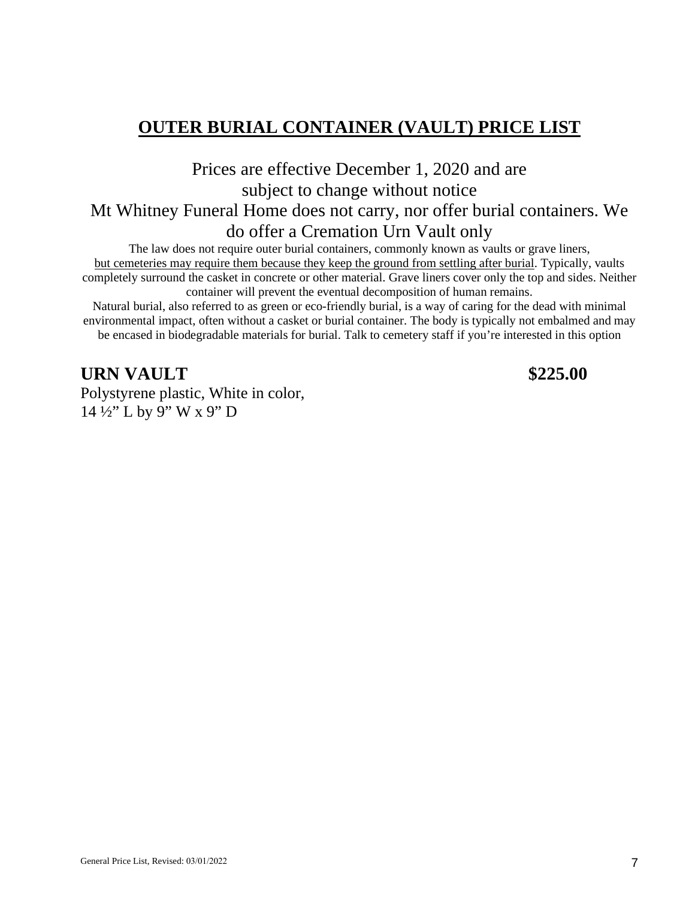## OUTER BURIAL CONTAINER (VAULT) PRICE LIST

Prices are effective December 1, 2020 and are subject to change without notice

Mt Whitney Funeral Home does not carry, nor offer burial containers. We do offer a Cremation Urn Vault only

The law does not require outer burial containers, commonly known as vaults or grave liners, but cemeteries may require them because they keep the ground from settling after burial. Typically, vaults completely surround the casket in concrete or other material. Grave liners cover only the top and sides. Neither container will prevent the eventual decomposition of human remains.

Natural burial, also referred to as green or eco-friendly burial, is a way of caring for the dead with minimal environmental impact, often without a casket or burial container. The body is typically not embalmed and may be encased in biodegradable materials for burial. Talk to cemetery staff if you're interested in this option

**URN VAULT** **$225.00**

Polystyrene plastic, White in color,
14 ½" L by 9" W x 9" D